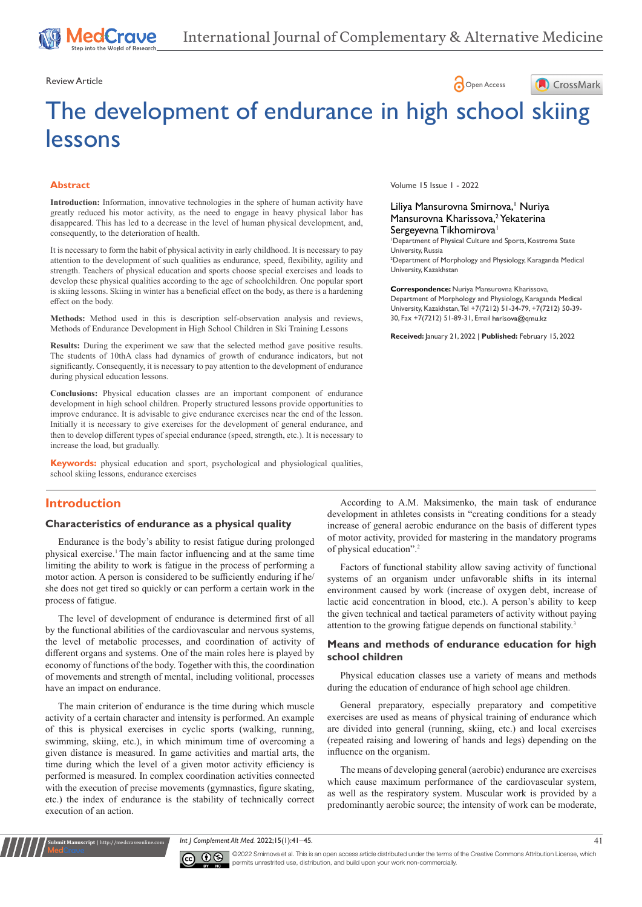Review Article

Open Access

# The development of endurance in high school skiing lessons

Volume 15 Issue 1 - 2022

Liliya Mansurovna Smirnova,[1] Nuriya Mansurovna Kharissova,[2] Yekaterina Sergeyevna Tikhomirova[1]

[1]Department of Physical Culture and Sports, Kostroma State University, Russia

[2]Department of Morphology and Physiology, Karaganda Medical University, Kazakhstan

**Correspondence:** Nuriya Mansurovna Kharissova, Department of Morphology and Physiology, Karaganda Medical University, Kazakhstan, Tel +7(7212) 51-34-79, +7(7212) 50-39-30, Fax +7(7212) 51-89-31, Email harisova@qmu.kz

**Received:** January 21, 2022 | **Published:** February 15, 2022

## Abstract

**Introduction:** Information, innovative technologies in the sphere of human activity have greatly reduced his motor activity, as the need to engage in heavy physical labor has disappeared. This has led to a decrease in the level of human physical development, and, consequently, to the deterioration of health.

It is necessary to form the habit of physical activity in early childhood. It is necessary to pay attention to the development of such qualities as endurance, speed, flexibility, agility and strength. Teachers of physical education and sports choose special exercises and loads to develop these physical qualities according to the age of schoolchildren. One popular sport is skiing lessons. Skiing in winter has a beneficial effect on the body, as there is a hardening effect on the body.

**Methods:** Method used in this is description self-observation analysis and reviews, Methods of Endurance Development in High School Children in Ski Training Lessons

**Results:** During the experiment we saw that the selected method gave positive results. The students of 10thA class had dynamics of growth of endurance indicators, but not significantly. Consequently, it is necessary to pay attention to the development of endurance during physical education lessons.

**Conclusions:** Physical education classes are an important component of endurance development in high school children. Properly structured lessons provide opportunities to improve endurance. It is advisable to give endurance exercises near the end of the lesson. Initially it is necessary to give exercises for the development of general endurance, and then to develop different types of special endurance (speed, strength, etc.). It is necessary to increase the load, but gradually.

**Keywords:** physical education and sport, psychological and physiological qualities, school skiing lessons, endurance exercises

## Introduction

### Characteristics of endurance as a physical quality

Endurance is the body's ability to resist fatigue during prolonged physical exercise.[1] The main factor influencing and at the same time limiting the ability to work is fatigue in the process of performing a motor action. A person is considered to be sufficiently enduring if he/she does not get tired so quickly or can perform a certain work in the process of fatigue.

The level of development of endurance is determined first of all by the functional abilities of the cardiovascular and nervous systems, the level of metabolic processes, and coordination of activity of different organs and systems. One of the main roles here is played by economy of functions of the body. Together with this, the coordination of movements and strength of mental, including volitional, processes have an impact on endurance.

The main criterion of endurance is the time during which muscle activity of a certain character and intensity is performed. An example of this is physical exercises in cyclic sports (walking, running, swimming, skiing, etc.), in which minimum time of overcoming a given distance is measured. In game activities and martial arts, the time during which the level of a given motor activity efficiency is performed is measured. In complex coordination activities connected with the execution of precise movements (gymnastics, figure skating, etc.) the index of endurance is the stability of technically correct execution of an action.

According to A.M. Maksimenko, the main task of endurance development in athletes consists in "creating conditions for a steady increase of general aerobic endurance on the basis of different types of motor activity, provided for mastering in the mandatory programs of physical education".[2]

Factors of functional stability allow saving activity of functional systems of an organism under unfavorable shifts in its internal environment caused by work (increase of oxygen debt, increase of lactic acid concentration in blood, etc.). A person's ability to keep the given technical and tactical parameters of activity without paying attention to the growing fatigue depends on functional stability.[3]

### Means and methods of endurance education for high school children

Physical education classes use a variety of means and methods during the education of endurance of high school age children.

General preparatory, especially preparatory and competitive exercises are used as means of physical training of endurance which are divided into general (running, skiing, etc.) and local exercises (repeated raising and lowering of hands and legs) depending on the influence on the organism.

The means of developing general (aerobic) endurance are exercises which cause maximum performance of the cardiovascular system, as well as the respiratory system. Muscular work is provided by a predominantly aerobic source; the intensity of work can be moderate,

©2022 Smirnova et al. This is an open access article distributed under the terms of the Creative Commons Attribution License, which permits unrestricted use, distribution, and build upon your work non-commercially.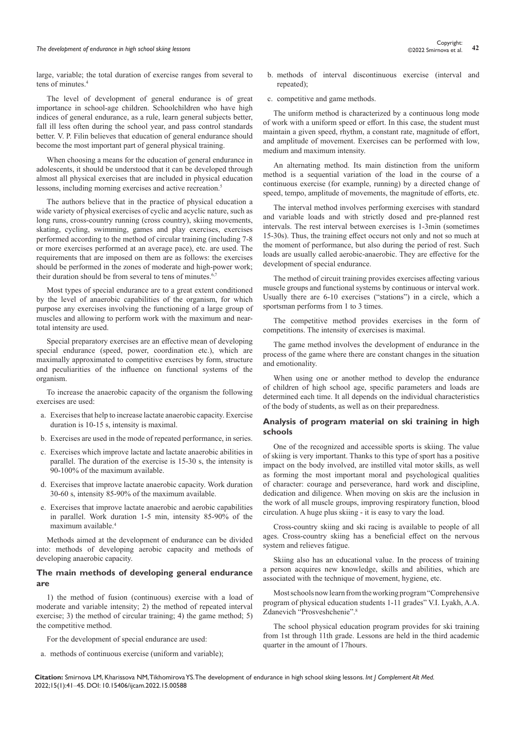large, variable; the total duration of exercise ranges from several to tens of minutes.[4]

The level of development of general endurance is of great importance in school-age children. Schoolchildren who have high indices of general endurance, as a rule, learn general subjects better, fall ill less often during the school year, and pass control standards better. V. P. Filin believes that education of general endurance should become the most important part of general physical training.

When choosing a means for the education of general endurance in adolescents, it should be understood that it can be developed through almost all physical exercises that are included in physical education lessons, including morning exercises and active recreation.[5]

The authors believe that in the practice of physical education a wide variety of physical exercises of cyclic and acyclic nature, such as long runs, cross-country running (cross country), skiing movements, skating, cycling, swimming, games and play exercises, exercises performed according to the method of circular training (including 7-8 or more exercises performed at an average pace), etc. are used. The requirements that are imposed on them are as follows: the exercises should be performed in the zones of moderate and high-power work; their duration should be from several to tens of minutes.[6,7]

Most types of special endurance are to a great extent conditioned by the level of anaerobic capabilities of the organism, for which purpose any exercises involving the functioning of a large group of muscles and allowing to perform work with the maximum and near-total intensity are used.

Special preparatory exercises are an effective mean of developing special endurance (speed, power, coordination etc.), which are maximally approximated to competitive exercises by form, structure and peculiarities of the influence on functional systems of the organism.

To increase the anaerobic capacity of the organism the following exercises are used:

a. Exercises that help to increase lactate anaerobic capacity. Exercise duration is 10-15 s, intensity is maximal.
b. Exercises are used in the mode of repeated performance, in series.
c. Exercises which improve lactate and lactate anaerobic abilities in parallel. The duration of the exercise is 15-30 s, the intensity is 90-100% of the maximum available.
d. Exercises that improve lactate anaerobic capacity. Work duration 30-60 s, intensity 85-90% of the maximum available.
e. Exercises that improve lactate anaerobic and aerobic capabilities in parallel. Work duration 1-5 min, intensity 85-90% of the maximum available.[4]

Methods aimed at the development of endurance can be divided into: methods of developing aerobic capacity and methods of developing anaerobic capacity.

## The main methods of developing general endurance are

1) the method of fusion (continuous) exercise with a load of moderate and variable intensity; 2) the method of repeated interval exercise; 3) the method of circular training; 4) the game method; 5) the competitive method.

For the development of special endurance are used:

a. methods of continuous exercise (uniform and variable);
b. methods of interval discontinuous exercise (interval and repeated);
c. competitive and game methods.

The uniform method is characterized by a continuous long mode of work with a uniform speed or effort. In this case, the student must maintain a given speed, rhythm, a constant rate, magnitude of effort, and amplitude of movement. Exercises can be performed with low, medium and maximum intensity.

An alternating method. Its main distinction from the uniform method is a sequential variation of the load in the course of a continuous exercise (for example, running) by a directed change of speed, tempo, amplitude of movements, the magnitude of efforts, etc.

The interval method involves performing exercises with standard and variable loads and with strictly dosed and pre-planned rest intervals. The rest interval between exercises is 1-3min (sometimes 15-30s). Thus, the training effect occurs not only and not so much at the moment of performance, but also during the period of rest. Such loads are usually called aerobic-anaerobic. They are effective for the development of special endurance.

The method of circuit training provides exercises affecting various muscle groups and functional systems by continuous or interval work. Usually there are 6-10 exercises ("stations") in a circle, which a sportsman performs from 1 to 3 times.

The competitive method provides exercises in the form of competitions. The intensity of exercises is maximal.

The game method involves the development of endurance in the process of the game where there are constant changes in the situation and emotionality.

When using one or another method to develop the endurance of children of high school age, specific parameters and loads are determined each time. It all depends on the individual characteristics of the body of students, as well as on their preparedness.

## Analysis of program material on ski training in high schools

One of the recognized and accessible sports is skiing. The value of skiing is very important. Thanks to this type of sport has a positive impact on the body involved, are instilled vital motor skills, as well as forming the most important moral and psychological qualities of character: courage and perseverance, hard work and discipline, dedication and diligence. When moving on skis are the inclusion in the work of all muscle groups, improving respiratory function, blood circulation. A huge plus skiing - it is easy to vary the load.

Cross-country skiing and ski racing is available to people of all ages. Cross-country skiing has a beneficial effect on the nervous system and relieves fatigue.

Skiing also has an educational value. In the process of training a person acquires new knowledge, skills and abilities, which are associated with the technique of movement, hygiene, etc.

Most schools now learn from the working program "Comprehensive program of physical education students 1-11 grades" V.I. Lyakh, A.A. Zdanevich "Prosveshchenie".[8]

The school physical education program provides for ski training from 1st through 11th grade. Lessons are held in the third academic quarter in the amount of 17hours.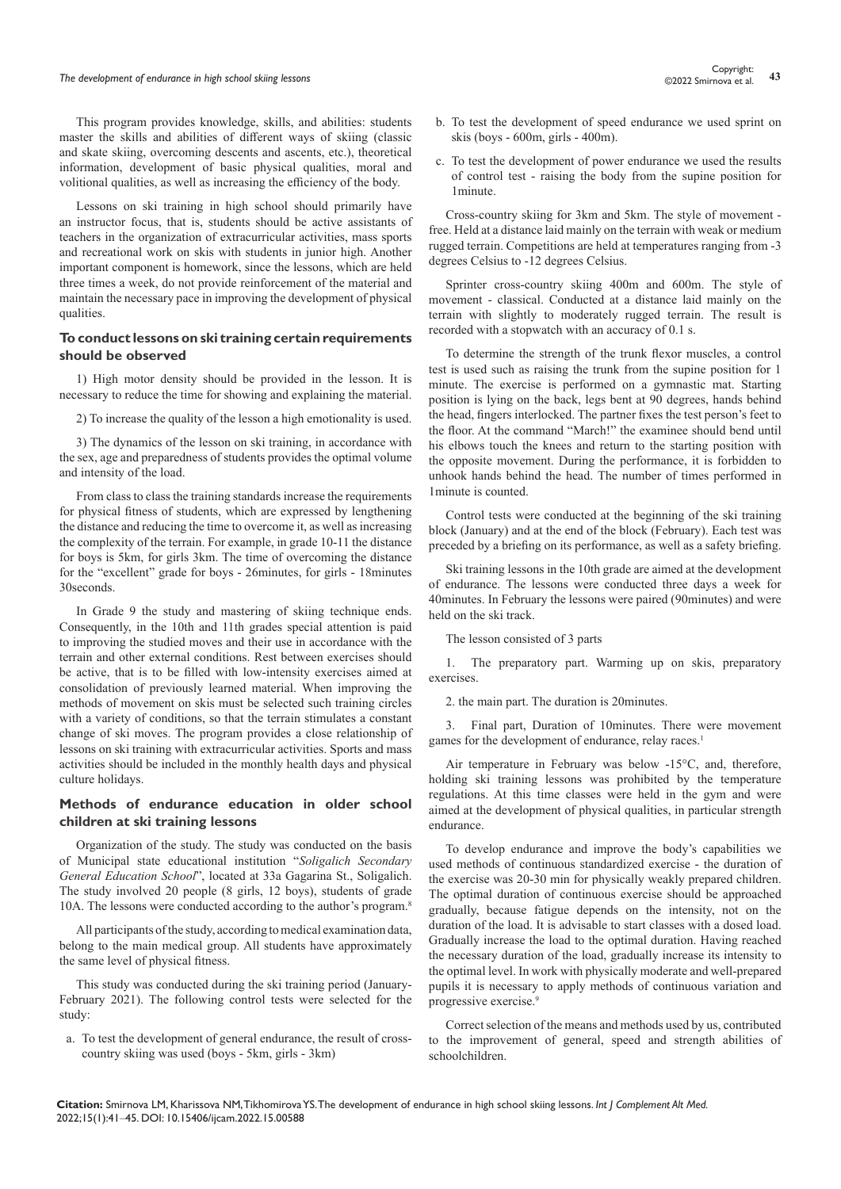This program provides knowledge, skills, and abilities: students master the skills and abilities of different ways of skiing (classic and skate skiing, overcoming descents and ascents, etc.), theoretical information, development of basic physical qualities, moral and volitional qualities, as well as increasing the efficiency of the body.

Lessons on ski training in high school should primarily have an instructor focus, that is, students should be active assistants of teachers in the organization of extracurricular activities, mass sports and recreational work on skis with students in junior high. Another important component is homework, since the lessons, which are held three times a week, do not provide reinforcement of the material and maintain the necessary pace in improving the development of physical qualities.

## To conduct lessons on ski training certain requirements should be observed

1) High motor density should be provided in the lesson. It is necessary to reduce the time for showing and explaining the material.

2) To increase the quality of the lesson a high emotionality is used.

3) The dynamics of the lesson on ski training, in accordance with the sex, age and preparedness of students provides the optimal volume and intensity of the load.

From class to class the training standards increase the requirements for physical fitness of students, which are expressed by lengthening the distance and reducing the time to overcome it, as well as increasing the complexity of the terrain. For example, in grade 10-11 the distance for boys is 5km, for girls 3km. The time of overcoming the distance for the "excellent" grade for boys - 26minutes, for girls - 18minutes 30seconds.

In Grade 9 the study and mastering of skiing technique ends. Consequently, in the 10th and 11th grades special attention is paid to improving the studied moves and their use in accordance with the terrain and other external conditions. Rest between exercises should be active, that is to be filled with low-intensity exercises aimed at consolidation of previously learned material. When improving the methods of movement on skis must be selected such training circles with a variety of conditions, so that the terrain stimulates a constant change of ski moves. The program provides a close relationship of lessons on ski training with extracurricular activities. Sports and mass activities should be included in the monthly health days and physical culture holidays.

## Methods of endurance education in older school children at ski training lessons

Organization of the study. The study was conducted on the basis of Municipal state educational institution "*Soligalich Secondary General Education School*", located at 33a Gagarina St., Soligalich. The study involved 20 people (8 girls, 12 boys), students of grade 10A. The lessons were conducted according to the author's program.[8]

All participants of the study, according to medical examination data, belong to the main medical group. All students have approximately the same level of physical fitness.

This study was conducted during the ski training period (January-February 2021). The following control tests were selected for the study:

a. To test the development of general endurance, the result of cross-country skiing was used (boys - 5km, girls - 3km)

b. To test the development of speed endurance we used sprint on skis (boys - 600m, girls - 400m).

c. To test the development of power endurance we used the results of control test - raising the body from the supine position for 1minute.

Cross-country skiing for 3km and 5km. The style of movement - free. Held at a distance laid mainly on the terrain with weak or medium rugged terrain. Competitions are held at temperatures ranging from -3 degrees Celsius to -12 degrees Celsius.

Sprinter cross-country skiing 400m and 600m. The style of movement - classical. Conducted at a distance laid mainly on the terrain with slightly to moderately rugged terrain. The result is recorded with a stopwatch with an accuracy of 0.1 s.

To determine the strength of the trunk flexor muscles, a control test is used such as raising the trunk from the supine position for 1 minute. The exercise is performed on a gymnastic mat. Starting position is lying on the back, legs bent at 90 degrees, hands behind the head, fingers interlocked. The partner fixes the test person's feet to the floor. At the command "March!" the examinee should bend until his elbows touch the knees and return to the starting position with the opposite movement. During the performance, it is forbidden to unhook hands behind the head. The number of times performed in 1minute is counted.

Control tests were conducted at the beginning of the ski training block (January) and at the end of the block (February). Each test was preceded by a briefing on its performance, as well as a safety briefing.

Ski training lessons in the 10th grade are aimed at the development of endurance. The lessons were conducted three days a week for 40minutes. In February the lessons were paired (90minutes) and were held on the ski track.

The lesson consisted of 3 parts

1. The preparatory part. Warming up on skis, preparatory exercises.

2. the main part. The duration is 20minutes.

3. Final part, Duration of 10minutes. There were movement games for the development of endurance, relay races.[1]

Air temperature in February was below -15°C, and, therefore, holding ski training lessons was prohibited by the temperature regulations. At this time classes were held in the gym and were aimed at the development of physical qualities, in particular strength endurance.

To develop endurance and improve the body's capabilities we used methods of continuous standardized exercise - the duration of the exercise was 20-30 min for physically weakly prepared children. The optimal duration of continuous exercise should be approached gradually, because fatigue depends on the intensity, not on the duration of the load. It is advisable to start classes with a dosed load. Gradually increase the load to the optimal duration. Having reached the necessary duration of the load, gradually increase its intensity to the optimal level. In work with physically moderate and well-prepared pupils it is necessary to apply methods of continuous variation and progressive exercise.[9]

Correct selection of the means and methods used by us, contributed to the improvement of general, speed and strength abilities of schoolchildren.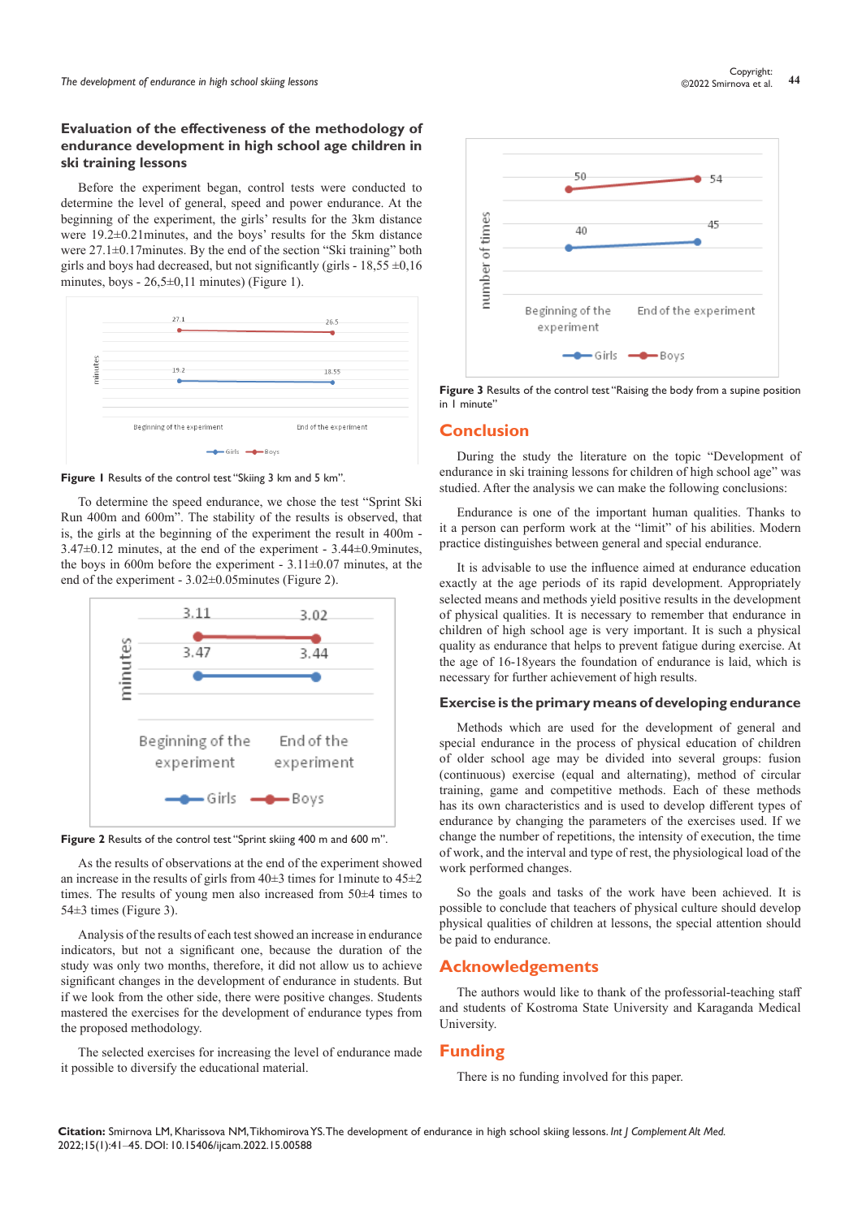## Evaluation of the effectiveness of the methodology of endurance development in high school age children in ski training lessons

Before the experiment began, control tests were conducted to determine the level of general, speed and power endurance. At the beginning of the experiment, the girls' results for the 3km distance were 19.2±0.21minutes, and the boys' results for the 5km distance were 27.1±0.17minutes. By the end of the section "Ski training" both girls and boys had decreased, but not significantly (girls - 18,55 ±0,16 minutes, boys - 26,5±0,11 minutes) (Figure 1).

27.1
26.5
19.2
18.55
minutes
Beginning of the experiment
End of the experiment
Girls
Boys

**Figure 1** Results of the control test "Skiing 3 km and 5 km".

To determine the speed endurance, we chose the test "Sprint Ski Run 400m and 600m". The stability of the results is observed, that is, the girls at the beginning of the experiment the result in 400m - 3.47±0.12 minutes, at the end of the experiment - 3.44±0.9minutes, the boys in 600m before the experiment - 3.11±0.07 minutes, at the end of the experiment - 3.02±0.05minutes (Figure 2).

3.11
3.02
3.47
3.44
minutes
Beginning of the experiment
End of the experiment
Girls
Boys

**Figure 2** Results of the control test "Sprint skiing 400 m and 600 m".

As the results of observations at the end of the experiment showed an increase in the results of girls from 40±3 times for 1minute to 45±2 times. The results of young men also increased from 50±4 times to 54±3 times (Figure 3).

Analysis of the results of each test showed an increase in endurance indicators, but not a significant one, because the duration of the study was only two months, therefore, it did not allow us to achieve significant changes in the development of endurance in students. But if we look from the other side, there were positive changes. Students mastered the exercises for the development of endurance types from the proposed methodology.

The selected exercises for increasing the level of endurance made it possible to diversify the educational material.

50
54
40
45
number of times
Beginning of the experiment
End of the experiment
Girls
Boys

**Figure 3** Results of the control test "Raising the body from a supine position in 1 minute"

## Conclusion

During the study the literature on the topic "Development of endurance in ski training lessons for children of high school age" was studied. After the analysis we can make the following conclusions:

Endurance is one of the important human qualities. Thanks to it a person can perform work at the "limit" of his abilities. Modern practice distinguishes between general and special endurance.

It is advisable to use the influence aimed at endurance education exactly at the age periods of its rapid development. Appropriately selected means and methods yield positive results in the development of physical qualities. It is necessary to remember that endurance in children of high school age is very important. It is such a physical quality as endurance that helps to prevent fatigue during exercise. At the age of 16-18years the foundation of endurance is laid, which is necessary for further achievement of high results.

### Exercise is the primary means of developing endurance

Methods which are used for the development of general and special endurance in the process of physical education of children of older school age may be divided into several groups: fusion (continuous) exercise (equal and alternating), method of circular training, game and competitive methods. Each of these methods has its own characteristics and is used to develop different types of endurance by changing the parameters of the exercises used. If we change the number of repetitions, the intensity of execution, the time of work, and the interval and type of rest, the physiological load of the work performed changes.

So the goals and tasks of the work have been achieved. It is possible to conclude that teachers of physical culture should develop physical qualities of children at lessons, the special attention should be paid to endurance.

## Acknowledgements

The authors would like to thank of the professorial-teaching staff and students of Kostroma State University and Karaganda Medical University.

## Funding

There is no funding involved for this paper.

**Citation:** Smirnova LM, Kharissova NM, Tikhomirova YS. The development of endurance in high school skiing lessons. *Int J Complement Alt Med.* 2022;15(1):41‒45. DOI: 10.15406/ijcam.2022.15.00588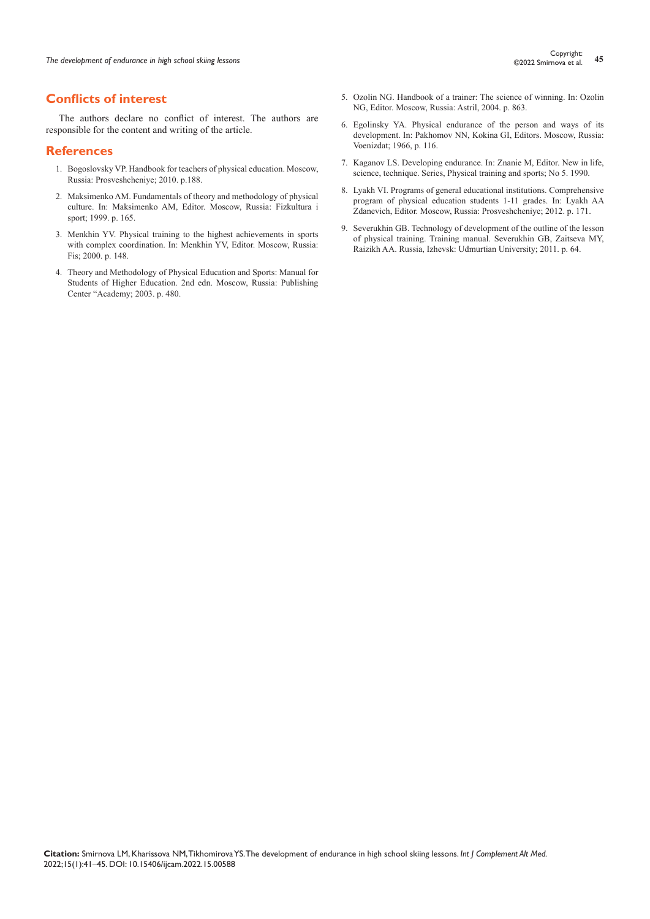## Conflicts of interest

The authors declare no conflict of interest. The authors are responsible for the content and writing of the article.

## References

1. Bogoslovsky VP. Handbook for teachers of physical education. Moscow, Russia: Prosveshcheniye; 2010. p.188.
2. Maksimenko AM. Fundamentals of theory and methodology of physical culture. In: Maksimenko AM, Editor. Moscow, Russia: Fizkultura i sport; 1999. p. 165.
3. Menkhin YV. Physical training to the highest achievements in sports with complex coordination. In: Menkhin YV, Editor. Moscow, Russia: Fis; 2000. p. 148.
4. Theory and Methodology of Physical Education and Sports: Manual for Students of Higher Education. 2nd edn. Moscow, Russia: Publishing Center "Academy; 2003. p. 480.
5. Ozolin NG. Handbook of a trainer: The science of winning. In: Ozolin NG, Editor. Moscow, Russia: Astril, 2004. p. 863.
6. Egolinsky YA. Physical endurance of the person and ways of its development. In: Pakhomov NN, Kokina GI, Editors. Moscow, Russia: Voenizdat; 1966, p. 116.
7. Kaganov LS. Developing endurance. In: Znanie M, Editor. New in life, science, technique. Series, Physical training and sports; No 5. 1990.
8. Lyakh VI. Programs of general educational institutions. Comprehensive program of physical education students 1-11 grades. In: Lyakh AA Zdanevich, Editor. Moscow, Russia: Prosveshcheniye; 2012. p. 171.
9. Severukhin GB. Technology of development of the outline of the lesson of physical training. Training manual. Severukhin GB, Zaitseva MY, Raizikh AA. Russia, Izhevsk: Udmurtian University; 2011. p. 64.